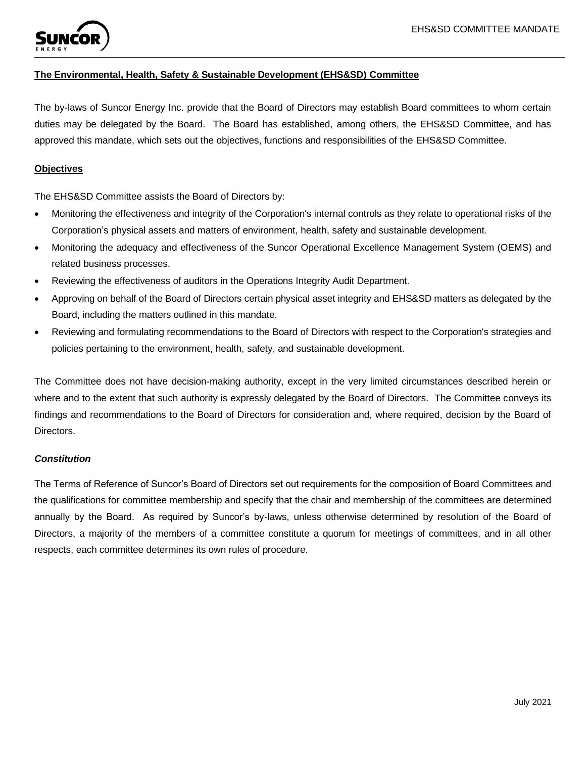## The Environmental, Health, Safety & Sustainable Development (EHS&SD) Committee

The by-laws of Suncor Energy Inc. provide that the Board of Directors may establish Board committees to whom certain duties may be delegated by the Board. The Board has established, among others, the EHS&SD Committee, and has approved this mandate, which sets out the objectives, functions and responsibilities of the EHS&SD Committee.

### Objectives

The EHS&SD Committee assists the Board of Directors by:

- Monitoring the effectiveness and integrity of the Corporation's internal controls as they relate to operational risks of the Corporation's physical assets and matters of environment, health, safety and sustainable development.
- Monitoring the adequacy and effectiveness of the Suncor Operational Excellence Management System (OEMS) and related business processes.
- Reviewing the effectiveness of auditors in the Operations Integrity Audit Department.
- Approving on behalf of the Board of Directors certain physical asset integrity and EHS&SD matters as delegated by the Board, including the matters outlined in this mandate.
- Reviewing and formulating recommendations to the Board of Directors with respect to the Corporation's strategies and policies pertaining to the environment, health, safety, and sustainable development.

The Committee does not have decision-making authority, except in the very limited circumstances described herein or where and to the extent that such authority is expressly delegated by the Board of Directors. The Committee conveys its findings and recommendations to the Board of Directors for consideration and, where required, decision by the Board of Directors.

### *Constitution*

The Terms of Reference of Suncor's Board of Directors set out requirements for the composition of Board Committees and the qualifications for committee membership and specify that the chair and membership of the committees are determined annually by the Board. As required by Suncor's by-laws, unless otherwise determined by resolution of the Board of Directors, a majority of the members of a committee constitute a quorum for meetings of committees, and in all other respects, each committee determines its own rules of procedure.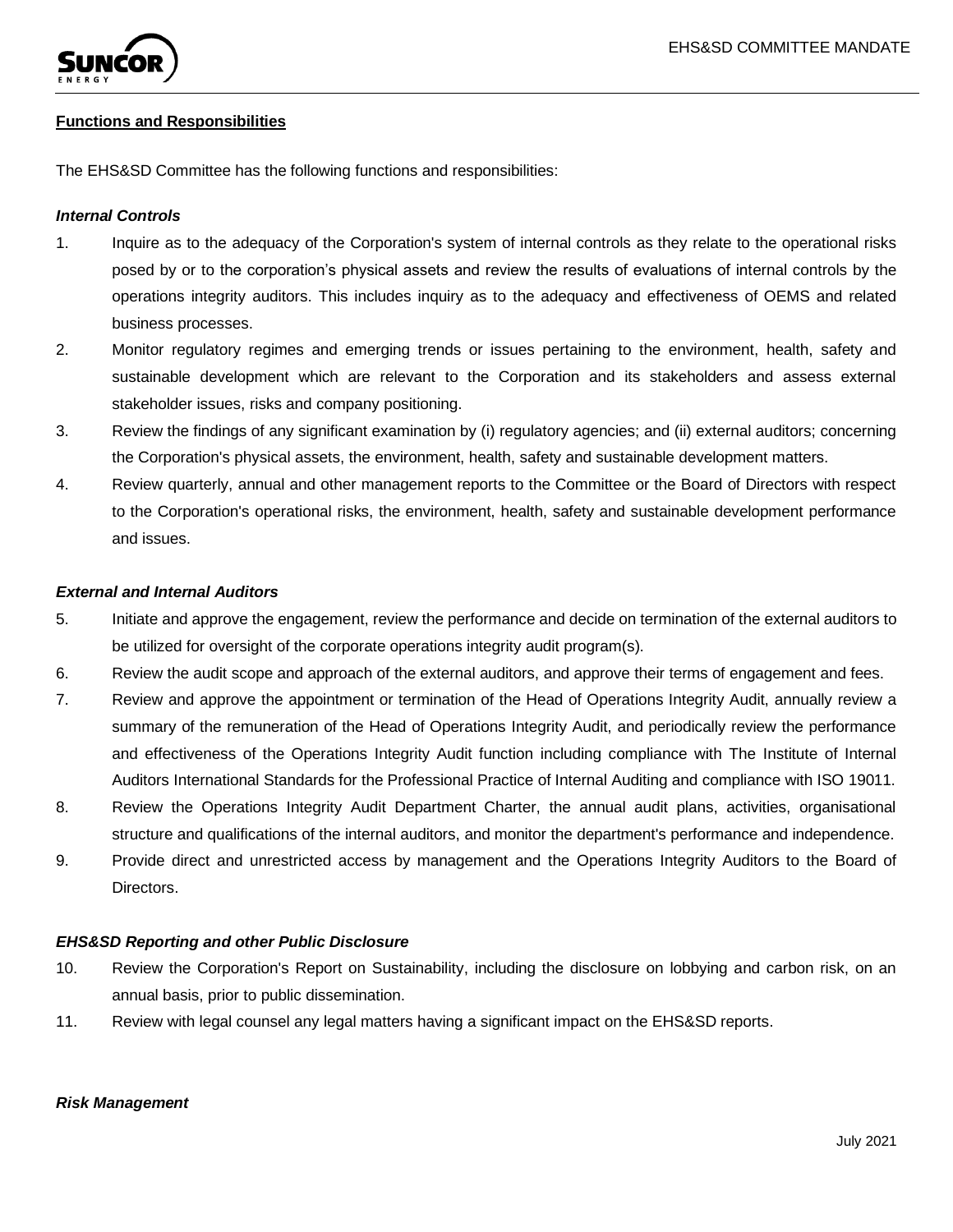**Functions and Responsibilities**

The EHS&SD Committee has the following functions and responsibilities:

***Internal Controls***

1. Inquire as to the adequacy of the Corporation's system of internal controls as they relate to the operational risks posed by or to the corporation's physical assets and review the results of evaluations of internal controls by the operations integrity auditors. This includes inquiry as to the adequacy and effectiveness of OEMS and related business processes.
2. Monitor regulatory regimes and emerging trends or issues pertaining to the environment, health, safety and sustainable development which are relevant to the Corporation and its stakeholders and assess external stakeholder issues, risks and company positioning.
3. Review the findings of any significant examination by (i) regulatory agencies; and (ii) external auditors; concerning the Corporation's physical assets, the environment, health, safety and sustainable development matters.
4. Review quarterly, annual and other management reports to the Committee or the Board of Directors with respect to the Corporation's operational risks, the environment, health, safety and sustainable development performance and issues.

***External and Internal Auditors***

5. Initiate and approve the engagement, review the performance and decide on termination of the external auditors to be utilized for oversight of the corporate operations integrity audit program(s).
6. Review the audit scope and approach of the external auditors, and approve their terms of engagement and fees.
7. Review and approve the appointment or termination of the Head of Operations Integrity Audit, annually review a summary of the remuneration of the Head of Operations Integrity Audit, and periodically review the performance and effectiveness of the Operations Integrity Audit function including compliance with The Institute of Internal Auditors International Standards for the Professional Practice of Internal Auditing and compliance with ISO 19011.
8. Review the Operations Integrity Audit Department Charter, the annual audit plans, activities, organisational structure and qualifications of the internal auditors, and monitor the department's performance and independence.
9. Provide direct and unrestricted access by management and the Operations Integrity Auditors to the Board of Directors.

***EHS&SD Reporting and other Public Disclosure***

10. Review the Corporation's Report on Sustainability, including the disclosure on lobbying and carbon risk, on an annual basis, prior to public dissemination.
11. Review with legal counsel any legal matters having a significant impact on the EHS&SD reports.

***Risk Management***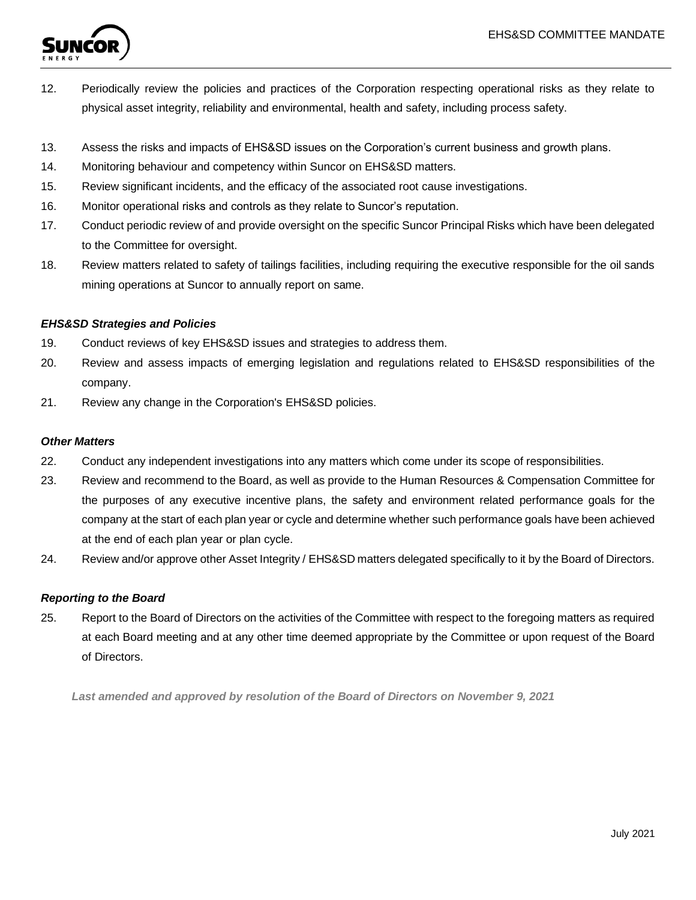12. Periodically review the policies and practices of the Corporation respecting operational risks as they relate to physical asset integrity, reliability and environmental, health and safety, including process safety.
13. Assess the risks and impacts of EHS&SD issues on the Corporation's current business and growth plans.
14. Monitoring behaviour and competency within Suncor on EHS&SD matters.
15. Review significant incidents, and the efficacy of the associated root cause investigations.
16. Monitor operational risks and controls as they relate to Suncor's reputation.
17. Conduct periodic review of and provide oversight on the specific Suncor Principal Risks which have been delegated to the Committee for oversight.
18. Review matters related to safety of tailings facilities, including requiring the executive responsible for the oil sands mining operations at Suncor to annually report on same.

***EHS&SD Strategies and Policies***

19. Conduct reviews of key EHS&SD issues and strategies to address them.
20. Review and assess impacts of emerging legislation and regulations related to EHS&SD responsibilities of the company.
21. Review any change in the Corporation's EHS&SD policies.

***Other Matters***

22. Conduct any independent investigations into any matters which come under its scope of responsibilities.
23. Review and recommend to the Board, as well as provide to the Human Resources & Compensation Committee for the purposes of any executive incentive plans, the safety and environment related performance goals for the company at the start of each plan year or cycle and determine whether such performance goals have been achieved at the end of each plan year or plan cycle.
24. Review and/or approve other Asset Integrity / EHS&SD matters delegated specifically to it by the Board of Directors.

***Reporting to the Board***

25. Report to the Board of Directors on the activities of the Committee with respect to the foregoing matters as required at each Board meeting and at any other time deemed appropriate by the Committee or upon request of the Board of Directors.

***Last amended and approved by resolution of the Board of Directors on November 9, 2021***